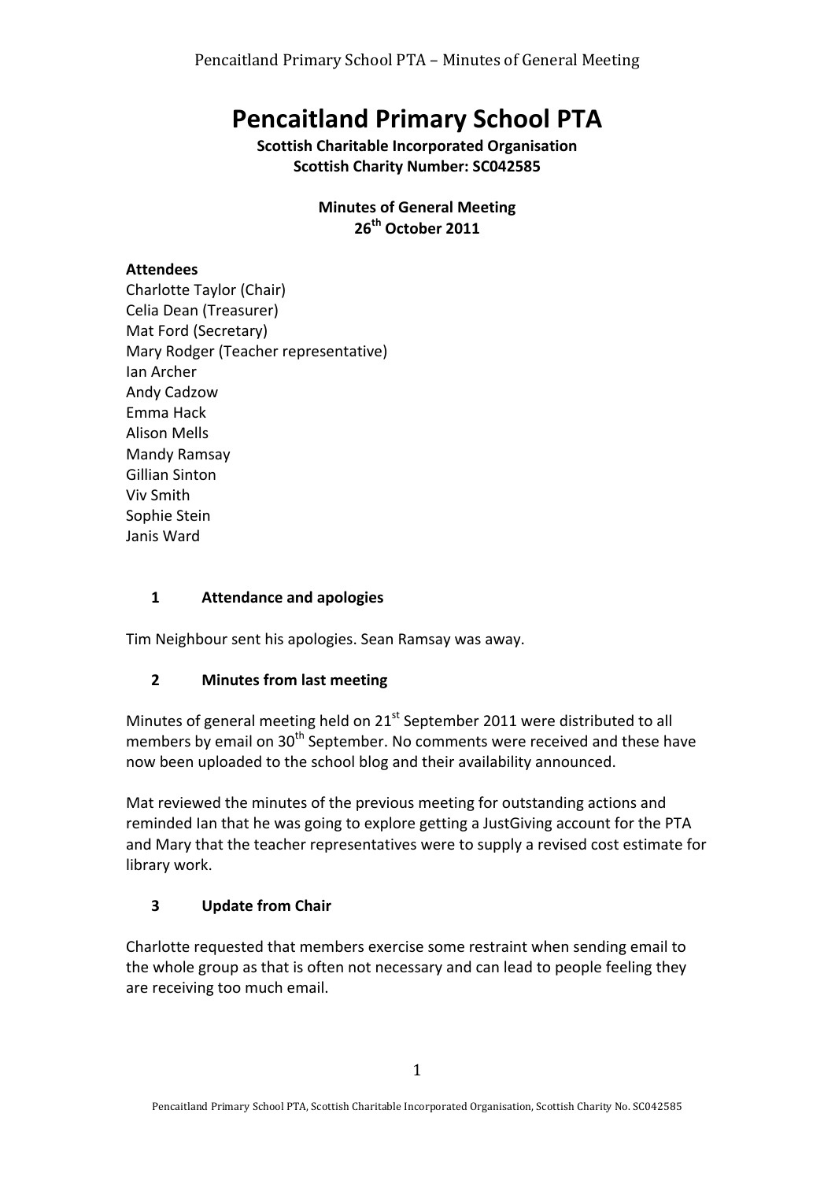# Pencaitland Primary School PTA

**Scottish Charitable Incorporated Organisation**
**Scottish Charity Number: SC042585**

**Minutes of General Meeting**
**26th October 2011**

**Attendees**

Charlotte Taylor (Chair)
Celia Dean (Treasurer)
Mat Ford (Secretary)
Mary Rodger (Teacher representative)
Ian Archer
Andy Cadzow
Emma Hack
Alison Mells
Mandy Ramsay
Gillian Sinton
Viv Smith
Sophie Stein
Janis Ward

## 1 Attendance and apologies

Tim Neighbour sent his apologies. Sean Ramsay was away.

## 2 Minutes from last meeting

Minutes of general meeting held on 21st September 2011 were distributed to all members by email on 30th September. No comments were received and these have now been uploaded to the school blog and their availability announced.

Mat reviewed the minutes of the previous meeting for outstanding actions and reminded Ian that he was going to explore getting a JustGiving account for the PTA and Mary that the teacher representatives were to supply a revised cost estimate for library work.

## 3 Update from Chair

Charlotte requested that members exercise some restraint when sending email to the whole group as that is often not necessary and can lead to people feeling they are receiving too much email.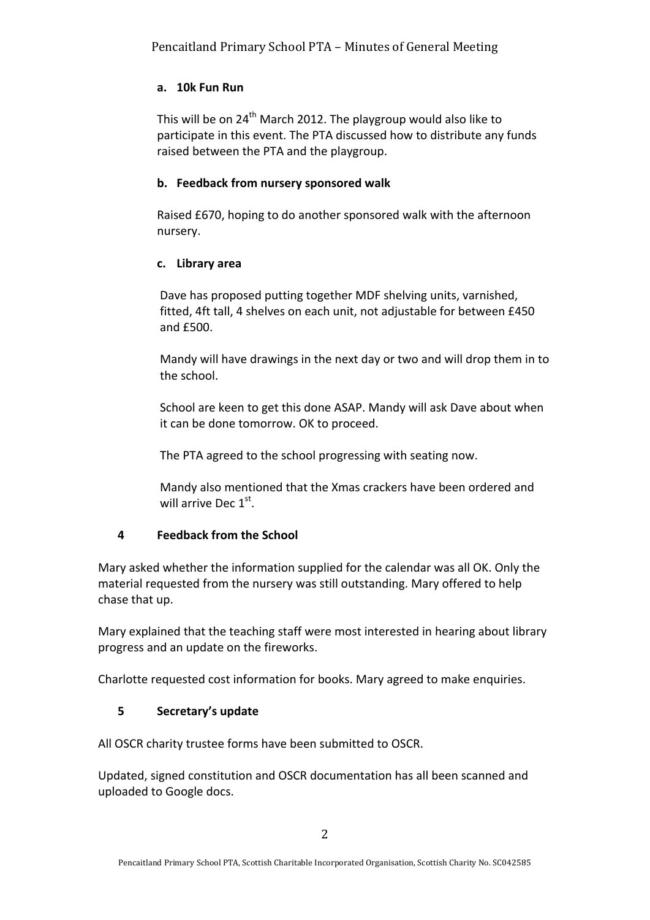### a. 10k Fun Run

This will be on 24th March 2012. The playgroup would also like to participate in this event. The PTA discussed how to distribute any funds raised between the PTA and the playgroup.

### b. Feedback from nursery sponsored walk

Raised £670, hoping to do another sponsored walk with the afternoon nursery.

### c. Library area

Dave has proposed putting together MDF shelving units, varnished, fitted, 4ft tall, 4 shelves on each unit, not adjustable for between £450 and £500.

Mandy will have drawings in the next day or two and will drop them in to the school.

School are keen to get this done ASAP. Mandy will ask Dave about when it can be done tomorrow. OK to proceed.

The PTA agreed to the school progressing with seating now.

Mandy also mentioned that the Xmas crackers have been ordered and will arrive Dec 1st.

## 4 Feedback from the School

Mary asked whether the information supplied for the calendar was all OK. Only the material requested from the nursery was still outstanding. Mary offered to help chase that up.

Mary explained that the teaching staff were most interested in hearing about library progress and an update on the fireworks.

Charlotte requested cost information for books. Mary agreed to make enquiries.

## 5 Secretary's update

All OSCR charity trustee forms have been submitted to OSCR.

Updated, signed constitution and OSCR documentation has all been scanned and uploaded to Google docs.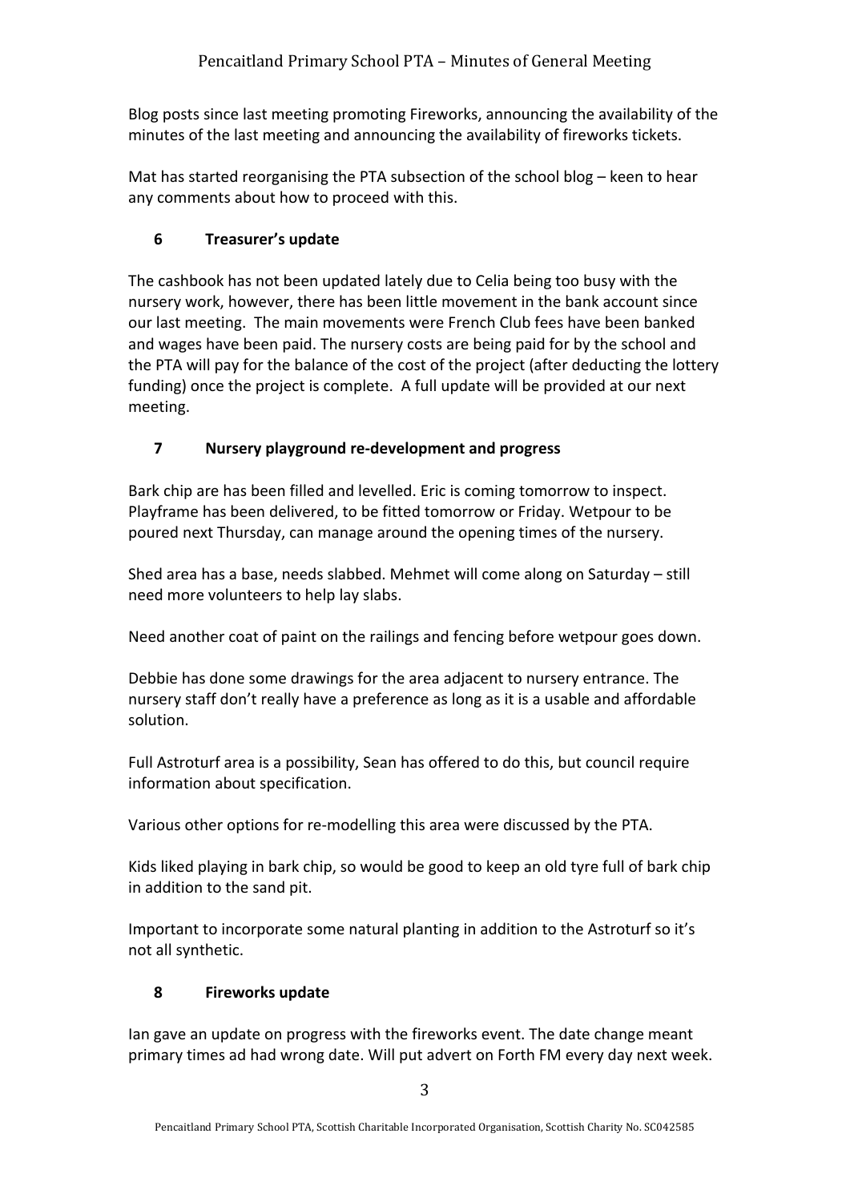Blog posts since last meeting promoting Fireworks, announcing the availability of the minutes of the last meeting and announcing the availability of fireworks tickets.

Mat has started reorganising the PTA subsection of the school blog – keen to hear any comments about how to proceed with this.

## 6 Treasurer's update

The cashbook has not been updated lately due to Celia being too busy with the nursery work, however, there has been little movement in the bank account since our last meeting. The main movements were French Club fees have been banked and wages have been paid. The nursery costs are being paid for by the school and the PTA will pay for the balance of the cost of the project (after deducting the lottery funding) once the project is complete. A full update will be provided at our next meeting.

## 7 Nursery playground re-development and progress

Bark chip are has been filled and levelled. Eric is coming tomorrow to inspect. Playframe has been delivered, to be fitted tomorrow or Friday. Wetpour to be poured next Thursday, can manage around the opening times of the nursery.

Shed area has a base, needs slabbed. Mehmet will come along on Saturday – still need more volunteers to help lay slabs.

Need another coat of paint on the railings and fencing before wetpour goes down.

Debbie has done some drawings for the area adjacent to nursery entrance. The nursery staff don't really have a preference as long as it is a usable and affordable solution.

Full Astroturf area is a possibility, Sean has offered to do this, but council require information about specification.

Various other options for re-modelling this area were discussed by the PTA.

Kids liked playing in bark chip, so would be good to keep an old tyre full of bark chip in addition to the sand pit.

Important to incorporate some natural planting in addition to the Astroturf so it's not all synthetic.

## 8 Fireworks update

Ian gave an update on progress with the fireworks event. The date change meant primary times ad had wrong date. Will put advert on Forth FM every day next week.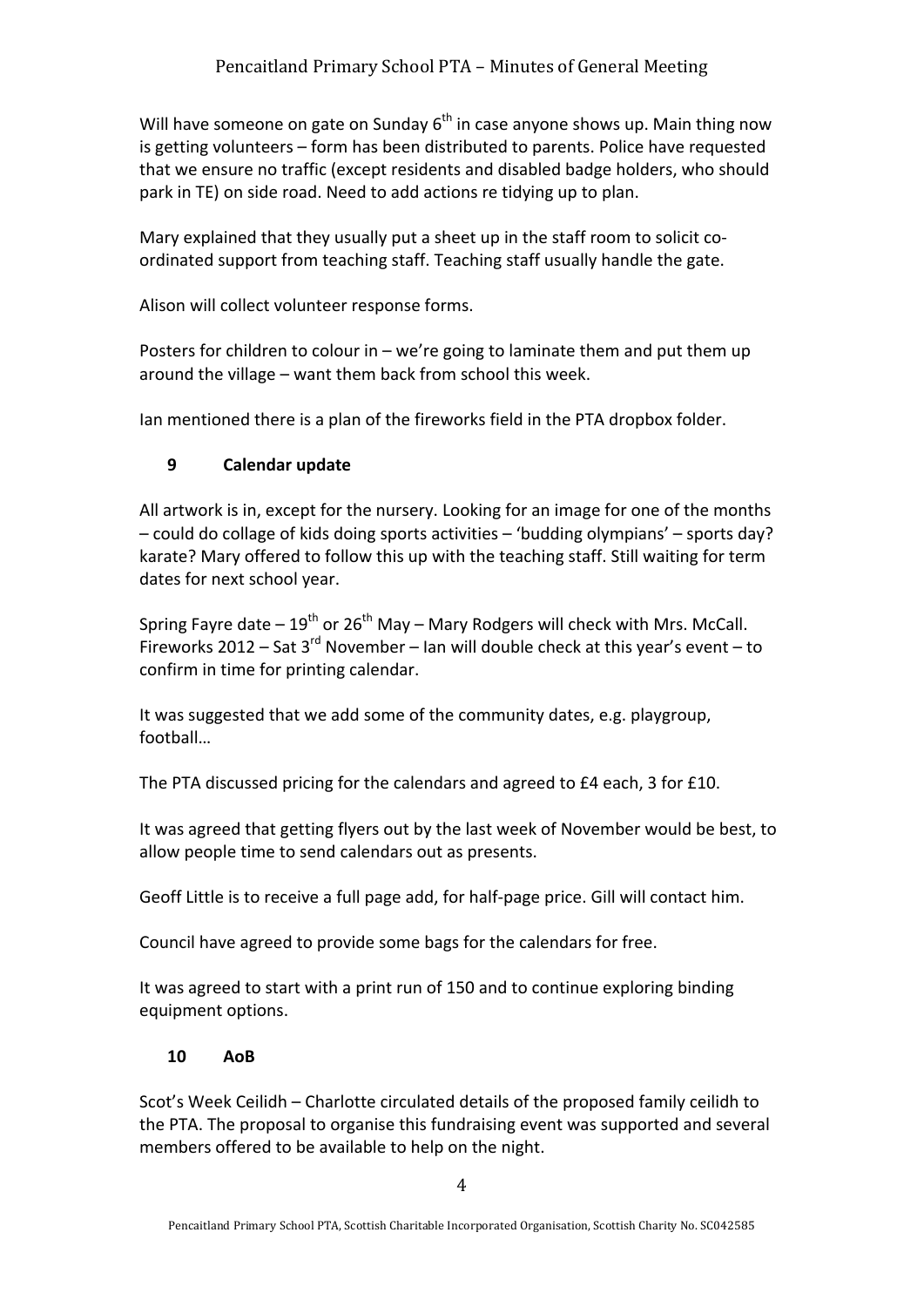Will have someone on gate on Sunday 6th in case anyone shows up. Main thing now is getting volunteers – form has been distributed to parents. Police have requested that we ensure no traffic (except residents and disabled badge holders, who should park in TE) on side road. Need to add actions re tidying up to plan.

Mary explained that they usually put a sheet up in the staff room to solicit co-ordinated support from teaching staff. Teaching staff usually handle the gate.

Alison will collect volunteer response forms.

Posters for children to colour in – we're going to laminate them and put them up around the village – want them back from school this week.

Ian mentioned there is a plan of the fireworks field in the PTA dropbox folder.

### 9 Calendar update

All artwork is in, except for the nursery. Looking for an image for one of the months – could do collage of kids doing sports activities – 'budding olympians' – sports day? karate? Mary offered to follow this up with the teaching staff. Still waiting for term dates for next school year.

Spring Fayre date – 19th or 26th May – Mary Rodgers will check with Mrs. McCall. Fireworks 2012 – Sat 3rd November – Ian will double check at this year's event – to confirm in time for printing calendar.

It was suggested that we add some of the community dates, e.g. playgroup, football…

The PTA discussed pricing for the calendars and agreed to £4 each, 3 for £10.

It was agreed that getting flyers out by the last week of November would be best, to allow people time to send calendars out as presents.

Geoff Little is to receive a full page add, for half-page price. Gill will contact him.

Council have agreed to provide some bags for the calendars for free.

It was agreed to start with a print run of 150 and to continue exploring binding equipment options.

### 10 AoB

Scot's Week Ceilidh – Charlotte circulated details of the proposed family ceilidh to the PTA. The proposal to organise this fundraising event was supported and several members offered to be available to help on the night.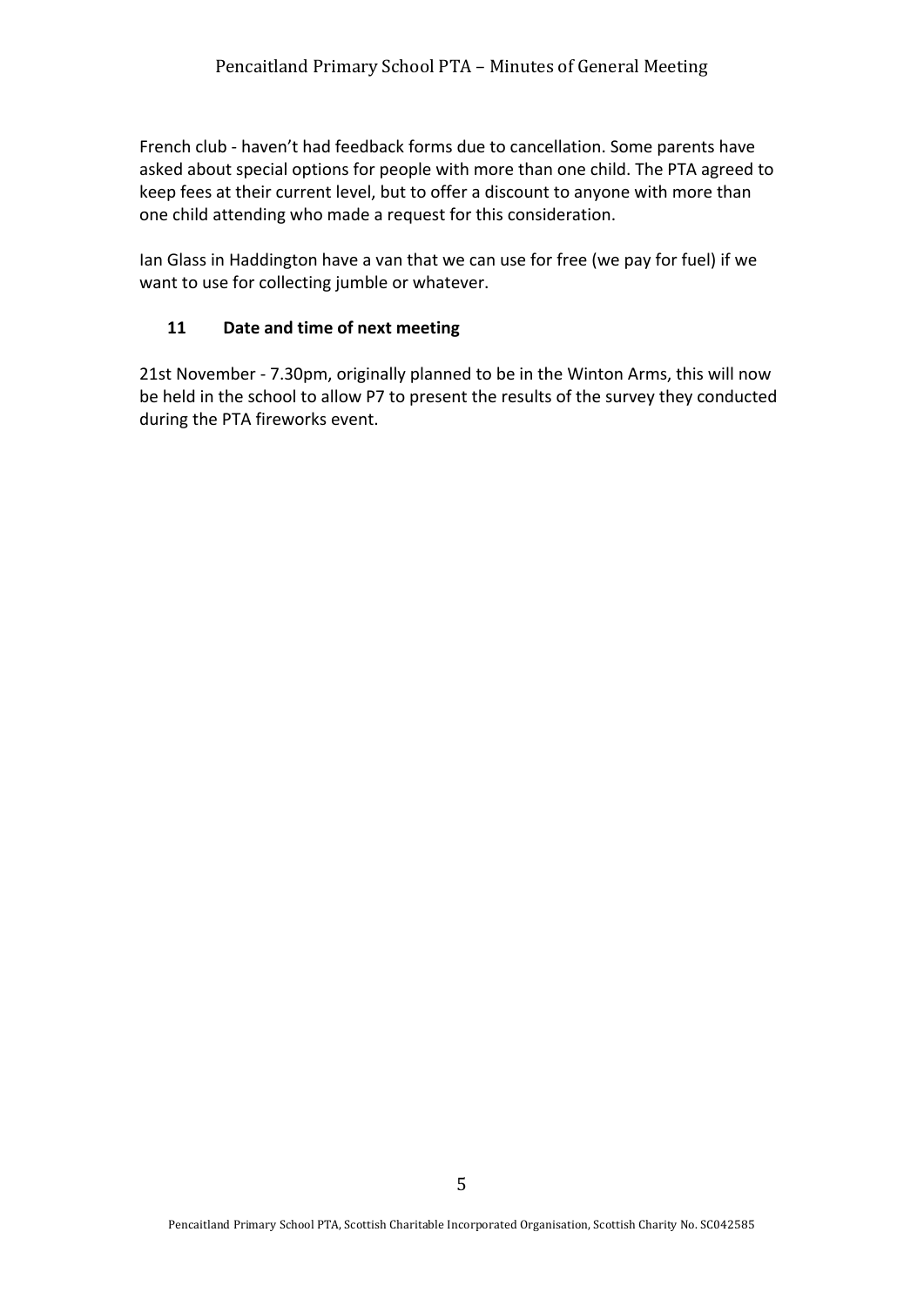French club - haven't had feedback forms due to cancellation. Some parents have asked about special options for people with more than one child. The PTA agreed to keep fees at their current level, but to offer a discount to anyone with more than one child attending who made a request for this consideration.

Ian Glass in Haddington have a van that we can use for free (we pay for fuel) if we want to use for collecting jumble or whatever.

### 11 Date and time of next meeting

21st November - 7.30pm, originally planned to be in the Winton Arms, this will now be held in the school to allow P7 to present the results of the survey they conducted during the PTA fireworks event.